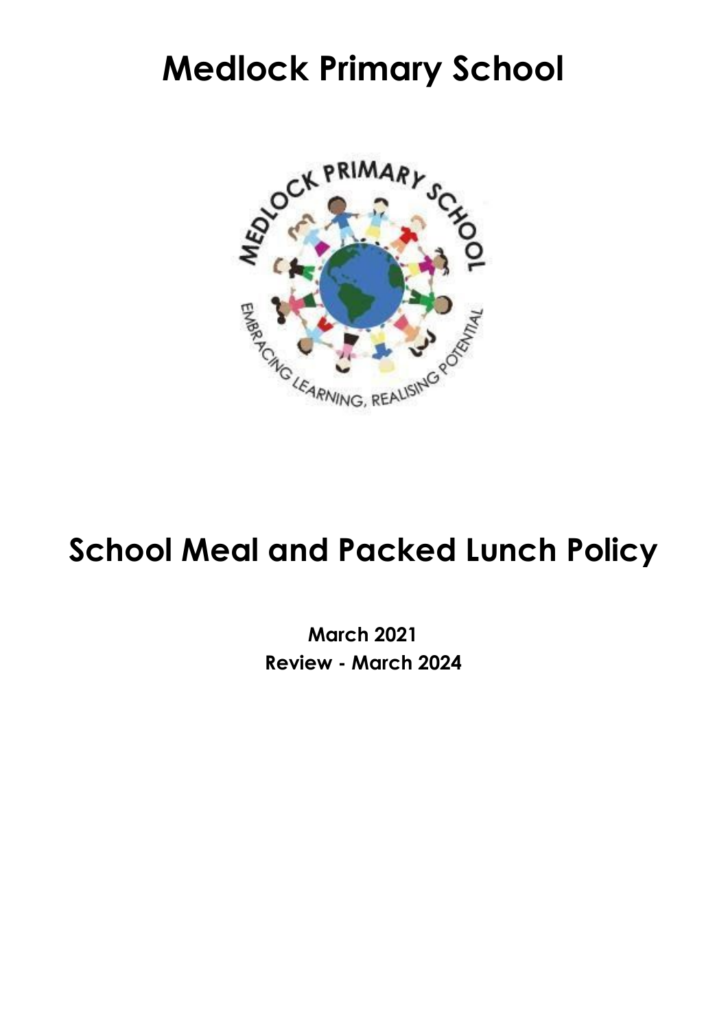# Medlock Primary School

# School Meal and Packed Lunch Policy

**March 2021**
**Review - March 2024**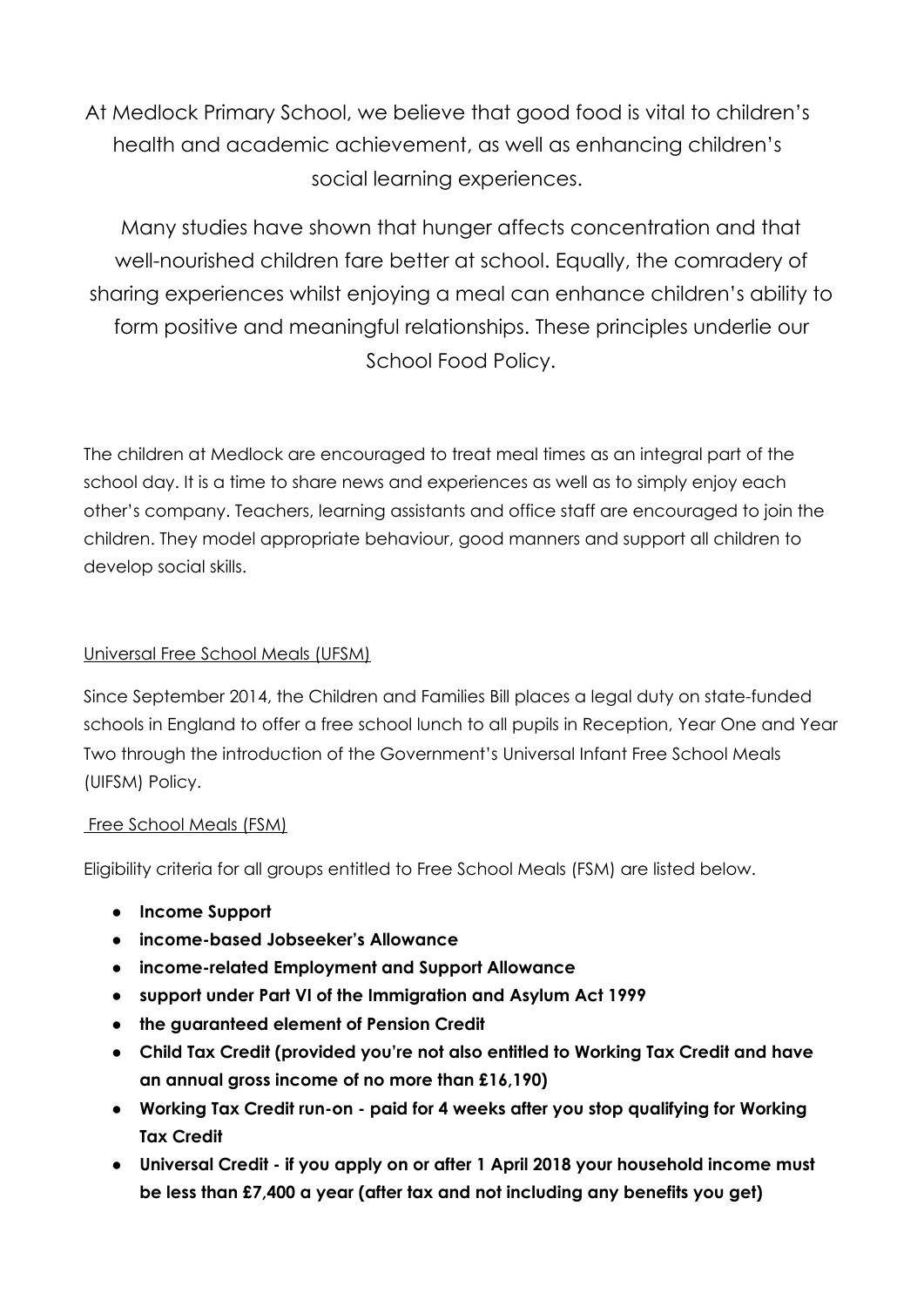At Medlock Primary School, we believe that good food is vital to children's health and academic achievement, as well as enhancing children's social learning experiences.

Many studies have shown that hunger affects concentration and that well-nourished children fare better at school. Equally, the comradery of sharing experiences whilst enjoying a meal can enhance children's ability to form positive and meaningful relationships. These principles underlie our School Food Policy.

The children at Medlock are encouraged to treat meal times as an integral part of the school day. It is a time to share news and experiences as well as to simply enjoy each other's company. Teachers, learning assistants and office staff are encouraged to join the children. They model appropriate behaviour, good manners and support all children to develop social skills.

## Universal Free School Meals (UFSM)

Since September 2014, the Children and Families Bill places a legal duty on state-funded schools in England to offer a free school lunch to all pupils in Reception, Year One and Year Two through the introduction of the Government's Universal Infant Free School Meals (UIFSM) Policy.

## Free School Meals (FSM)

Eligibility criteria for all groups entitled to Free School Meals (FSM) are listed below.

- **Income Support**
- **income-based Jobseeker's Allowance**
- **income-related Employment and Support Allowance**
- **support under Part VI of the Immigration and Asylum Act 1999**
- **the guaranteed element of Pension Credit**
- **Child Tax Credit (provided you're not also entitled to Working Tax Credit and have an annual gross income of no more than £16,190)**
- **Working Tax Credit run-on - paid for 4 weeks after you stop qualifying for Working Tax Credit**
- **Universal Credit - if you apply on or after 1 April 2018 your household income must be less than £7,400 a year (after tax and not including any benefits you get)**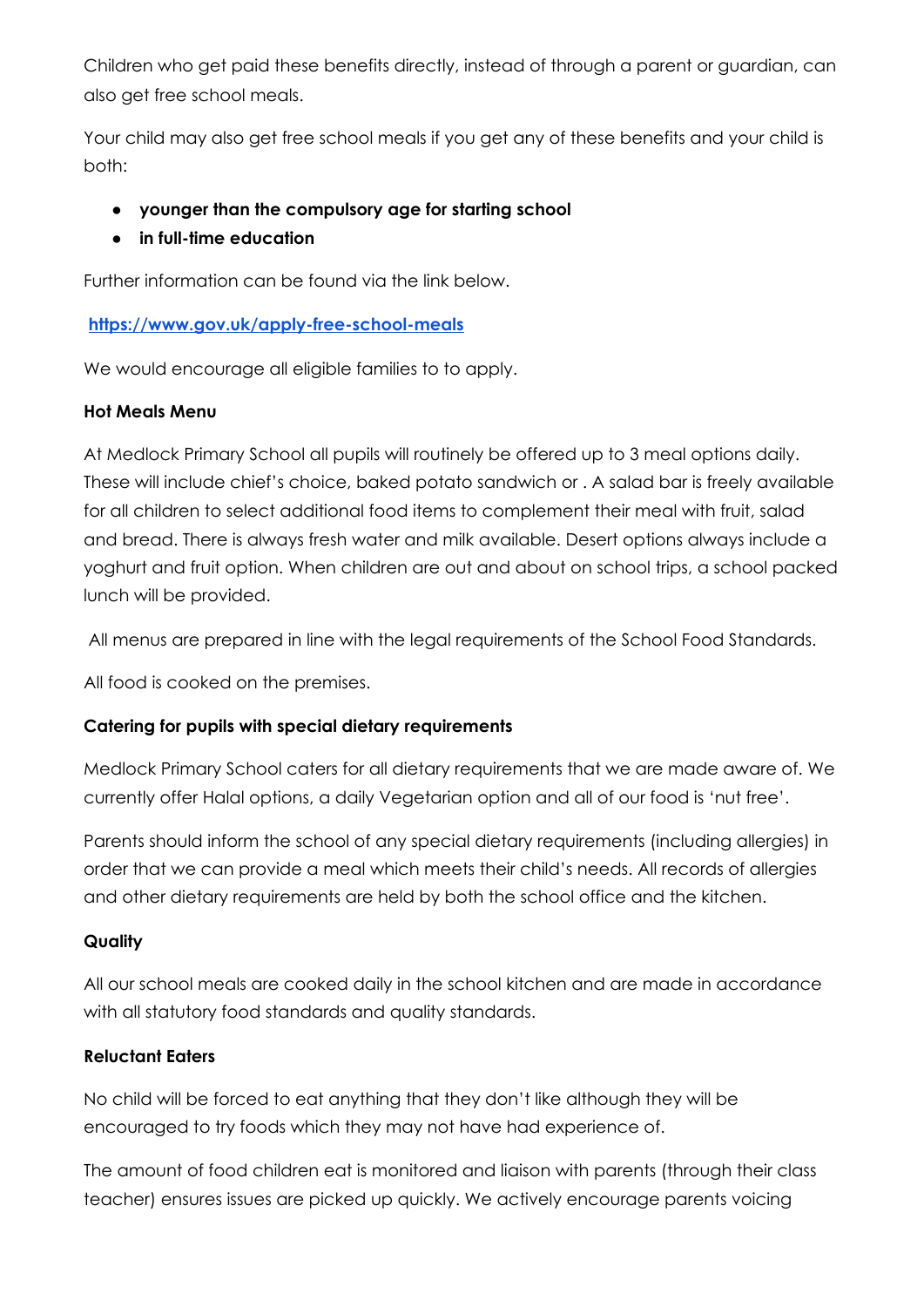Children who get paid these benefits directly, instead of through a parent or guardian, can also get free school meals.

Your child may also get free school meals if you get any of these benefits and your child is both:

- **younger than the compulsory age for starting school**
- **in full-time education**

Further information can be found via the link below.

**https://www.gov.uk/apply-free-school-meals**

We would encourage all eligible families to to apply.

**Hot Meals Menu**

At Medlock Primary School all pupils will routinely be offered up to 3 meal options daily. These will include chief's choice, baked potato sandwich or . A salad bar is freely available for all children to select additional food items to complement their meal with fruit, salad and bread. There is always fresh water and milk available. Desert options always include a yoghurt and fruit option. When children are out and about on school trips, a school packed lunch will be provided.

All menus are prepared in line with the legal requirements of the School Food Standards.

All food is cooked on the premises.

**Catering for pupils with special dietary requirements**

Medlock Primary School caters for all dietary requirements that we are made aware of. We currently offer Halal options, a daily Vegetarian option and all of our food is 'nut free'.

Parents should inform the school of any special dietary requirements (including allergies) in order that we can provide a meal which meets their child's needs. All records of allergies and other dietary requirements are held by both the school office and the kitchen.

**Quality**

All our school meals are cooked daily in the school kitchen and are made in accordance with all statutory food standards and quality standards.

**Reluctant Eaters**

No child will be forced to eat anything that they don't like although they will be encouraged to try foods which they may not have had experience of.

The amount of food children eat is monitored and liaison with parents (through their class teacher) ensures issues are picked up quickly. We actively encourage parents voicing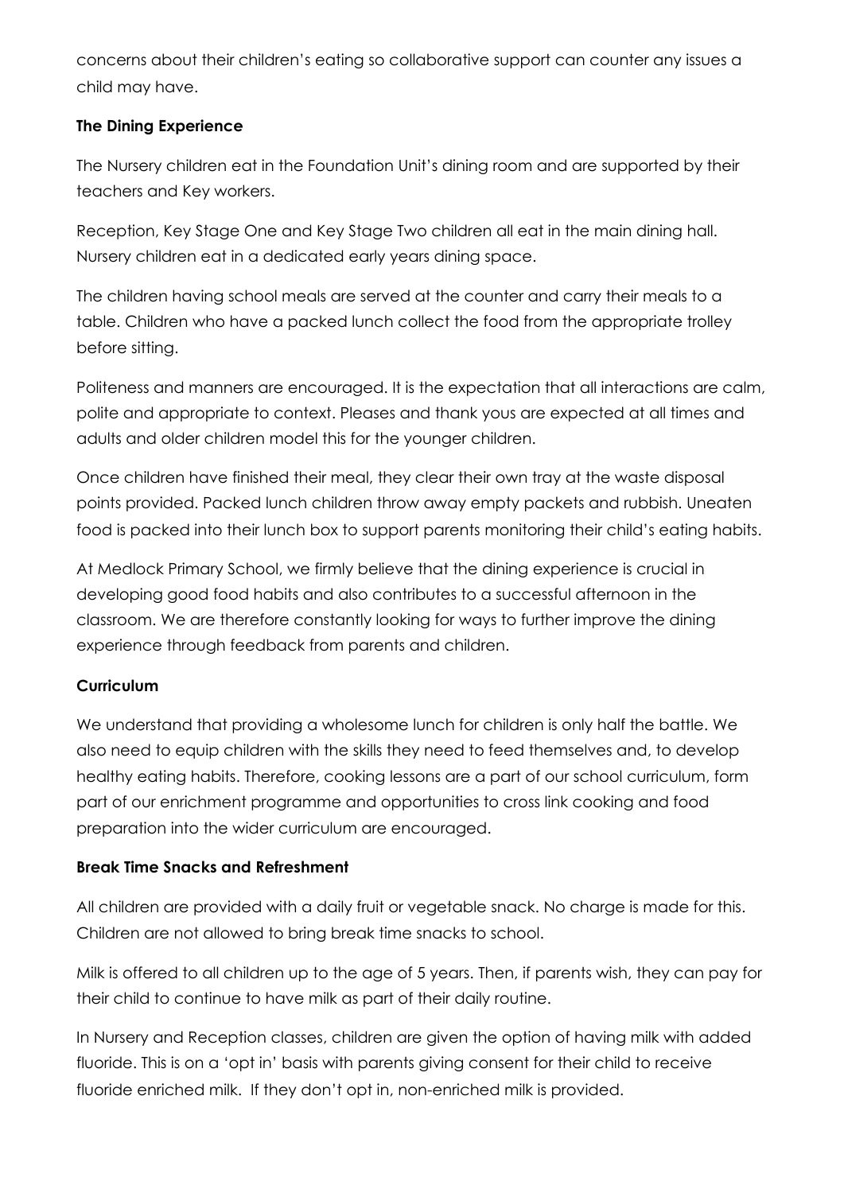concerns about their children's eating so collaborative support can counter any issues a child may have.

**The Dining Experience**

The Nursery children eat in the Foundation Unit's dining room and are supported by their teachers and Key workers.

Reception, Key Stage One and Key Stage Two children all eat in the main dining hall. Nursery children eat in a dedicated early years dining space.

The children having school meals are served at the counter and carry their meals to a table. Children who have a packed lunch collect the food from the appropriate trolley before sitting.

Politeness and manners are encouraged. It is the expectation that all interactions are calm, polite and appropriate to context. Pleases and thank yous are expected at all times and adults and older children model this for the younger children.

Once children have finished their meal, they clear their own tray at the waste disposal points provided. Packed lunch children throw away empty packets and rubbish. Uneaten food is packed into their lunch box to support parents monitoring their child's eating habits.

At Medlock Primary School, we firmly believe that the dining experience is crucial in developing good food habits and also contributes to a successful afternoon in the classroom. We are therefore constantly looking for ways to further improve the dining experience through feedback from parents and children.

**Curriculum**

We understand that providing a wholesome lunch for children is only half the battle. We also need to equip children with the skills they need to feed themselves and, to develop healthy eating habits. Therefore, cooking lessons are a part of our school curriculum, form part of our enrichment programme and opportunities to cross link cooking and food preparation into the wider curriculum are encouraged.

**Break Time Snacks and Refreshment**

All children are provided with a daily fruit or vegetable snack. No charge is made for this. Children are not allowed to bring break time snacks to school.

Milk is offered to all children up to the age of 5 years. Then, if parents wish, they can pay for their child to continue to have milk as part of their daily routine.

In Nursery and Reception classes, children are given the option of having milk with added fluoride. This is on a 'opt in' basis with parents giving consent for their child to receive fluoride enriched milk. If they don't opt in, non-enriched milk is provided.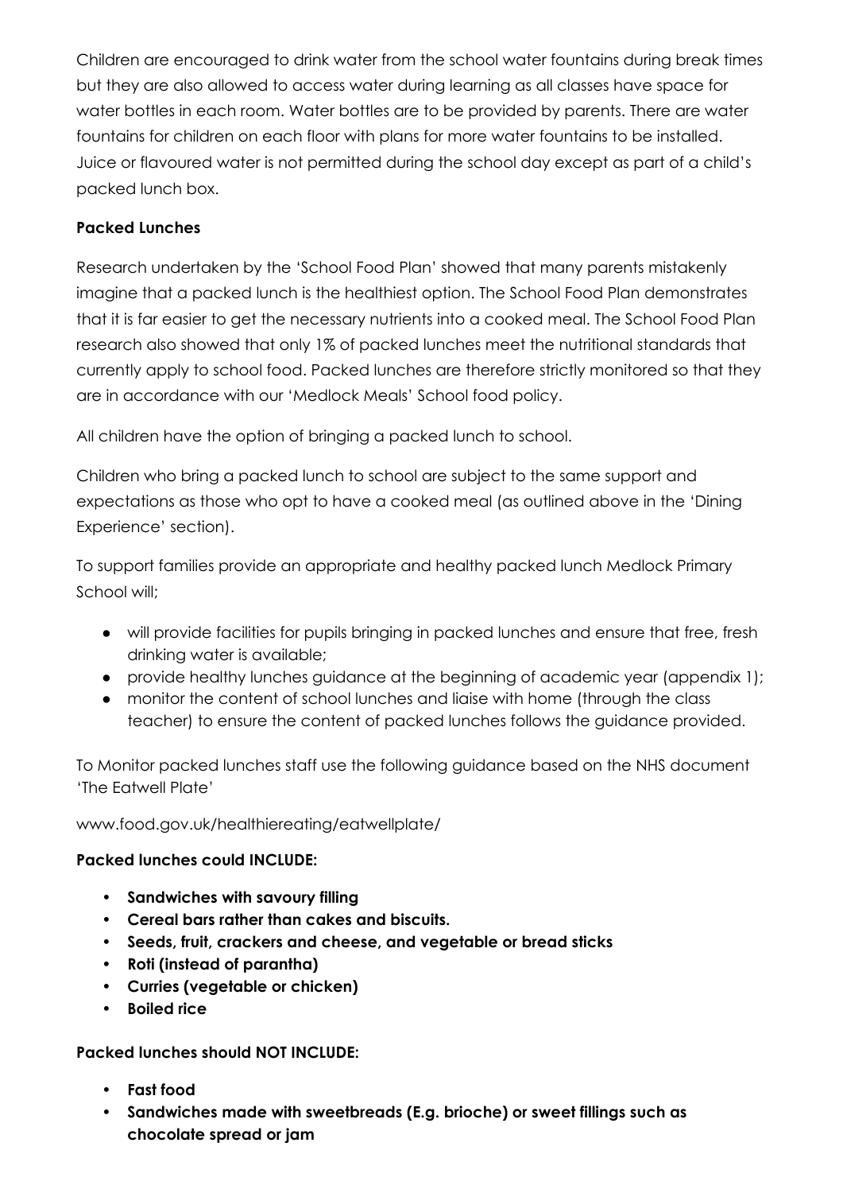Children are encouraged to drink water from the school water fountains during break times but they are also allowed to access water during learning as all classes have space for water bottles in each room. Water bottles are to be provided by parents. There are water fountains for children on each floor with plans for more water fountains to be installed. Juice or flavoured water is not permitted during the school day except as part of a child's packed lunch box.

**Packed Lunches**

Research undertaken by the 'School Food Plan' showed that many parents mistakenly imagine that a packed lunch is the healthiest option. The School Food Plan demonstrates that it is far easier to get the necessary nutrients into a cooked meal. The School Food Plan research also showed that only 1% of packed lunches meet the nutritional standards that currently apply to school food. Packed lunches are therefore strictly monitored so that they are in accordance with our 'Medlock Meals' School food policy.

All children have the option of bringing a packed lunch to school.

Children who bring a packed lunch to school are subject to the same support and expectations as those who opt to have a cooked meal (as outlined above in the 'Dining Experience' section).

To support families provide an appropriate and healthy packed lunch Medlock Primary School will;

- will provide facilities for pupils bringing in packed lunches and ensure that free, fresh drinking water is available;
- provide healthy lunches guidance at the beginning of academic year (appendix 1);
- monitor the content of school lunches and liaise with home (through the class teacher) to ensure the content of packed lunches follows the guidance provided.

To Monitor packed lunches staff use the following guidance based on the NHS document 'The Eatwell Plate'

www.food.gov.uk/healthiereating/eatwellplate/

**Packed lunches could INCLUDE:**

- **Sandwiches with savoury filling**
- **Cereal bars rather than cakes and biscuits.**
- **Seeds, fruit, crackers and cheese, and vegetable or bread sticks**
- **Roti (instead of parantha)**
- **Curries (vegetable or chicken)**
- **Boiled rice**

**Packed lunches should NOT INCLUDE:**

- **Fast food**
- **Sandwiches made with sweetbreads (E.g. brioche) or sweet fillings such as chocolate spread or jam**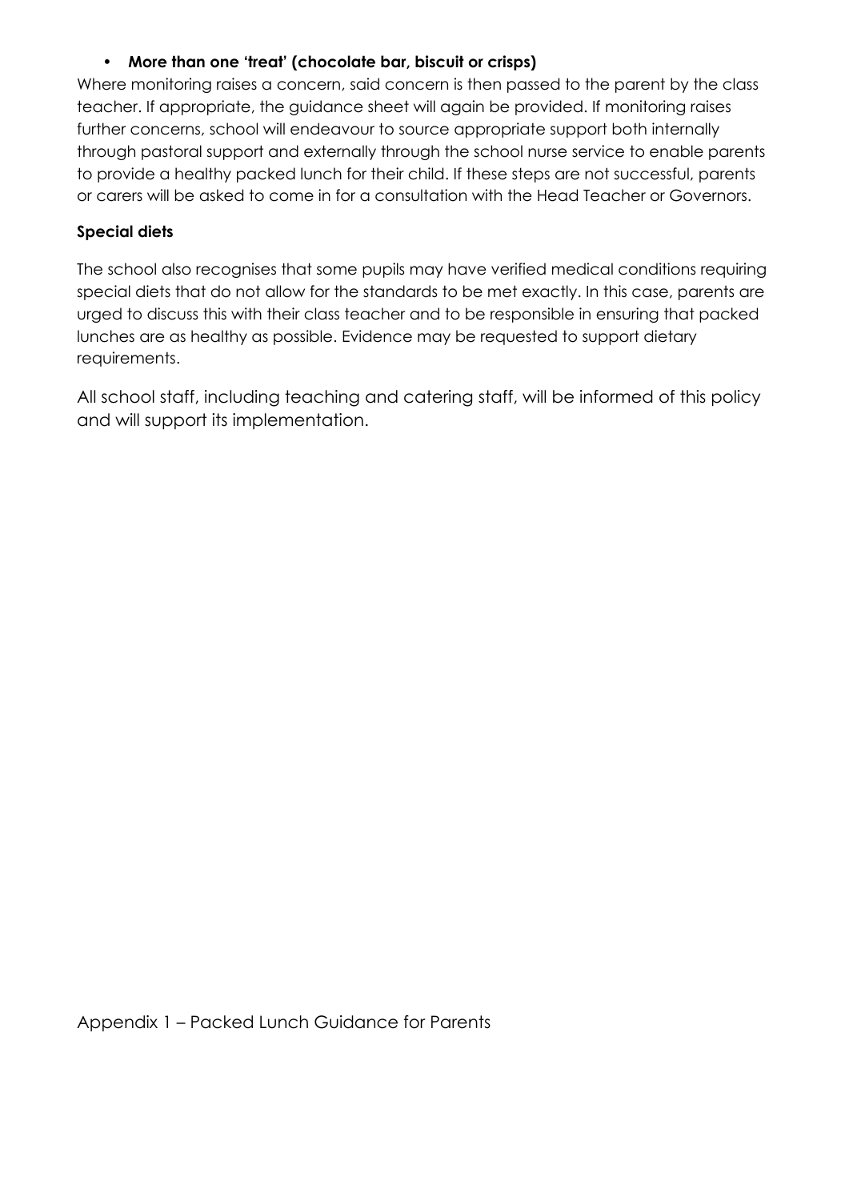- **More than one 'treat' (chocolate bar, biscuit or crisps)**

Where monitoring raises a concern, said concern is then passed to the parent by the class teacher. If appropriate, the guidance sheet will again be provided. If monitoring raises further concerns, school will endeavour to source appropriate support both internally through pastoral support and externally through the school nurse service to enable parents to provide a healthy packed lunch for their child. If these steps are not successful, parents or carers will be asked to come in for a consultation with the Head Teacher or Governors.

**Special diets**

The school also recognises that some pupils may have verified medical conditions requiring special diets that do not allow for the standards to be met exactly. In this case, parents are urged to discuss this with their class teacher and to be responsible in ensuring that packed lunches are as healthy as possible. Evidence may be requested to support dietary requirements.

All school staff, including teaching and catering staff, will be informed of this policy and will support its implementation.

Appendix 1 – Packed Lunch Guidance for Parents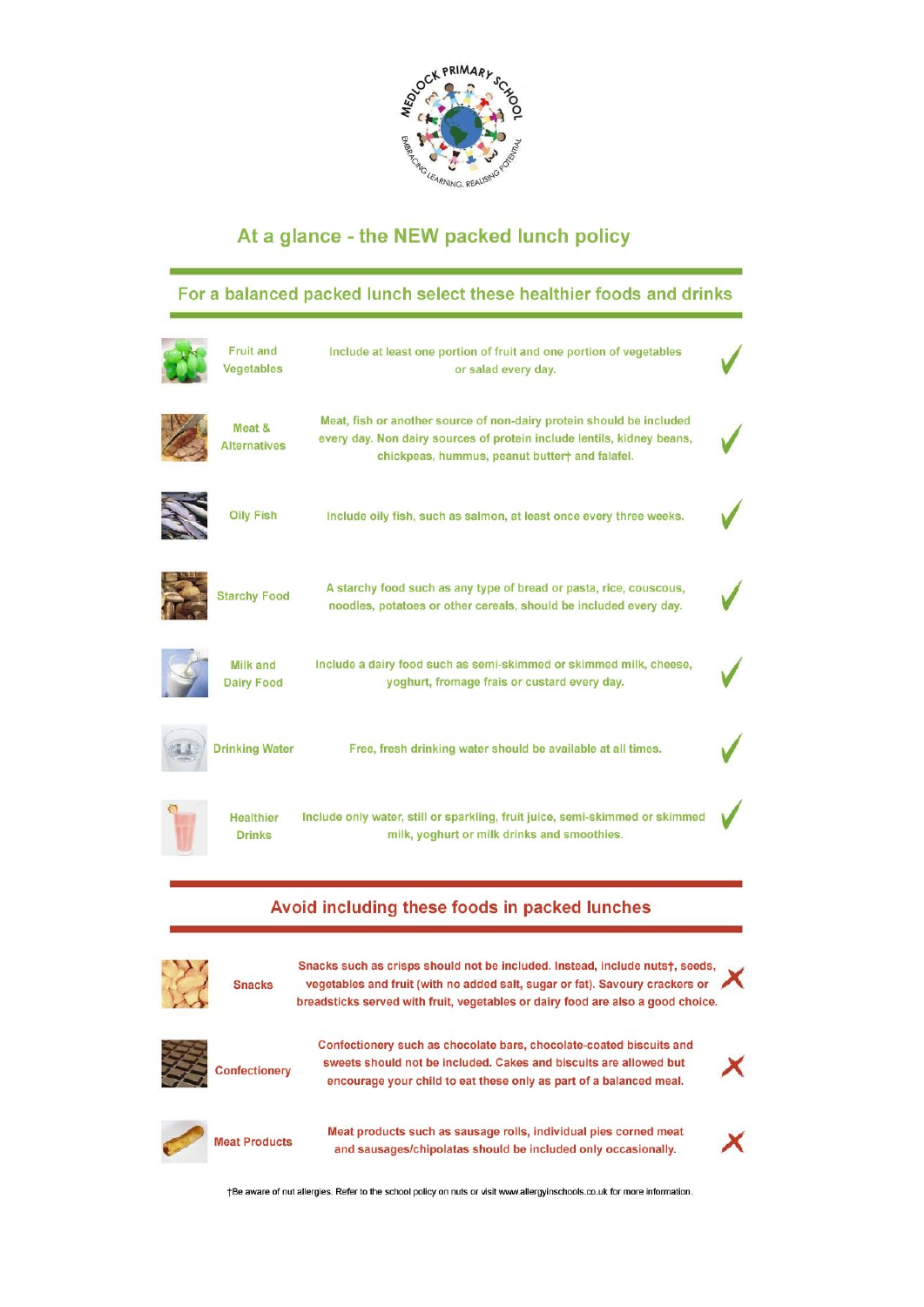MEDLOCK PRIMARY SCHOOL

EMBRACING LEARNING, REALISING POTENTIAL

# At a glance - the NEW packed lunch policy

## For a balanced packed lunch select these healthier foods and drinks

| | | |
|---|---|---|
| Fruit and Vegetables | Include at least one portion of fruit and one portion of vegetables or salad every day. | ✓ |
| Meat & Alternatives | Meat, fish or another source of non-dairy protein should be included every day. Non dairy sources of protein include lentils, kidney beans, chickpeas, hummus, peanut butter† and falafel. | ✓ |
| Oily Fish | Include oily fish, such as salmon, at least once every three weeks. | ✓ |
| Starchy Food | A starchy food such as any type of bread or pasta, rice, couscous, noodles, potatoes or other cereals, should be included every day. | ✓ |
| Milk and Dairy Food | Include a dairy food such as semi-skimmed or skimmed milk, cheese, yoghurt, fromage frais or custard every day. | ✓ |
| Drinking Water | Free, fresh drinking water should be available at all times. | ✓ |
| Healthier Drinks | Include only water, still or sparkling, fruit juice, semi-skimmed or skimmed milk, yoghurt or milk drinks and smoothies. | ✓ |

## Avoid including these foods in packed lunches

| | | |
|---|---|---|
| Snacks | Snacks such as crisps should not be included. Instead, include nuts†, seeds, vegetables and fruit (with no added salt, sugar or fat). Savoury crackers or breadsticks served with fruit, vegetables or dairy food are also a good choice. | ✗ |
| Confectionery | Confectionery such as chocolate bars, chocolate-coated biscuits and sweets should not be included. Cakes and biscuits are allowed but encourage your child to eat these only as part of a balanced meal. | ✗ |
| Meat Products | Meat products such as sausage rolls, individual pies corned meat and sausages/chipolatas should be included only occasionally. | ✗ |

†Be aware of nut allergies. Refer to the school policy on nuts or visit www.allergyinschools.co.uk for more information.